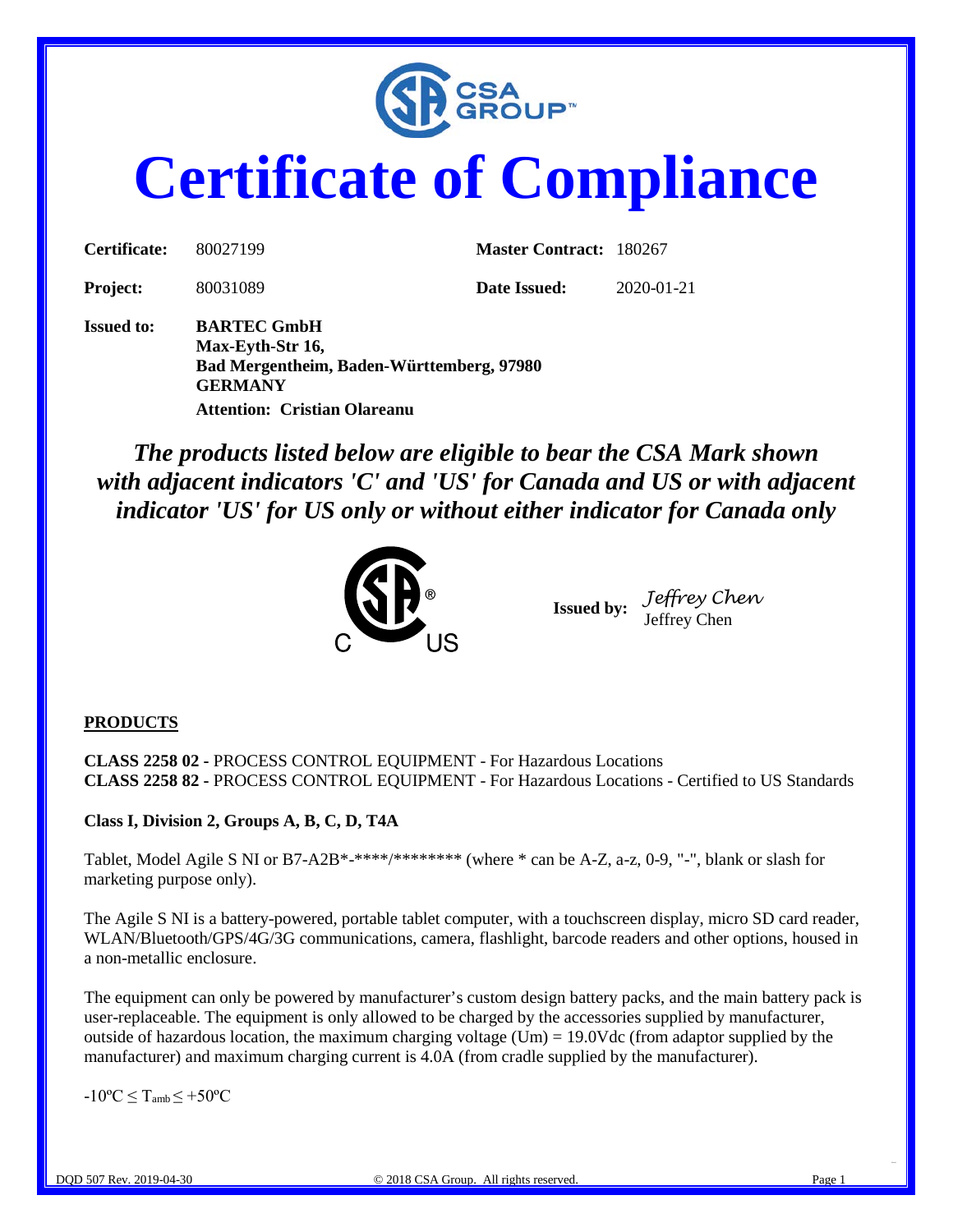# Certificate of Compliance

| | | | |
|---|---|---|---|
| **Certificate:** | 80027199 | **Master Contract:** | 180267 |
| **Project:** | 80031089 | **Date Issued:** | 2020-01-21 |

**Issued to:** **BARTEC GmbH**
**Max-Eyth-Str 16,**
**Bad Mergentheim, Baden-Württemberg, 97980**
**GERMANY**
**Attention: Cristian Olareanu**

*The products listed below are eligible to bear the CSA Mark shown with adjacent indicators 'C' and 'US' for Canada and US or with adjacent indicator 'US' for US only or without either indicator for Canada only*

**Issued by:** *Jeffrey Chen*
Jeffrey Chen

## PRODUCTS

**CLASS 2258 02 -** PROCESS CONTROL EQUIPMENT - For Hazardous Locations
**CLASS 2258 82 -** PROCESS CONTROL EQUIPMENT - For Hazardous Locations - Certified to US Standards

**Class I, Division 2, Groups A, B, C, D, T4A**

Tablet, Model Agile S NI or B7-A2B*-****/******** (where * can be A-Z, a-z, 0-9, "-", blank or slash for marketing purpose only).

The Agile S NI is a battery-powered, portable tablet computer, with a touchscreen display, micro SD card reader, WLAN/Bluetooth/GPS/4G/3G communications, camera, flashlight, barcode readers and other options, housed in a non-metallic enclosure.

The equipment can only be powered by manufacturer's custom design battery packs, and the main battery pack is user-replaceable. The equipment is only allowed to be charged by the accessories supplied by manufacturer, outside of hazardous location, the maximum charging voltage (Um) = 19.0Vdc (from adaptor supplied by the manufacturer) and maximum charging current is 4.0A (from cradle supplied by the manufacturer).

$-10ºC \leq T_{amb} \leq +50ºC$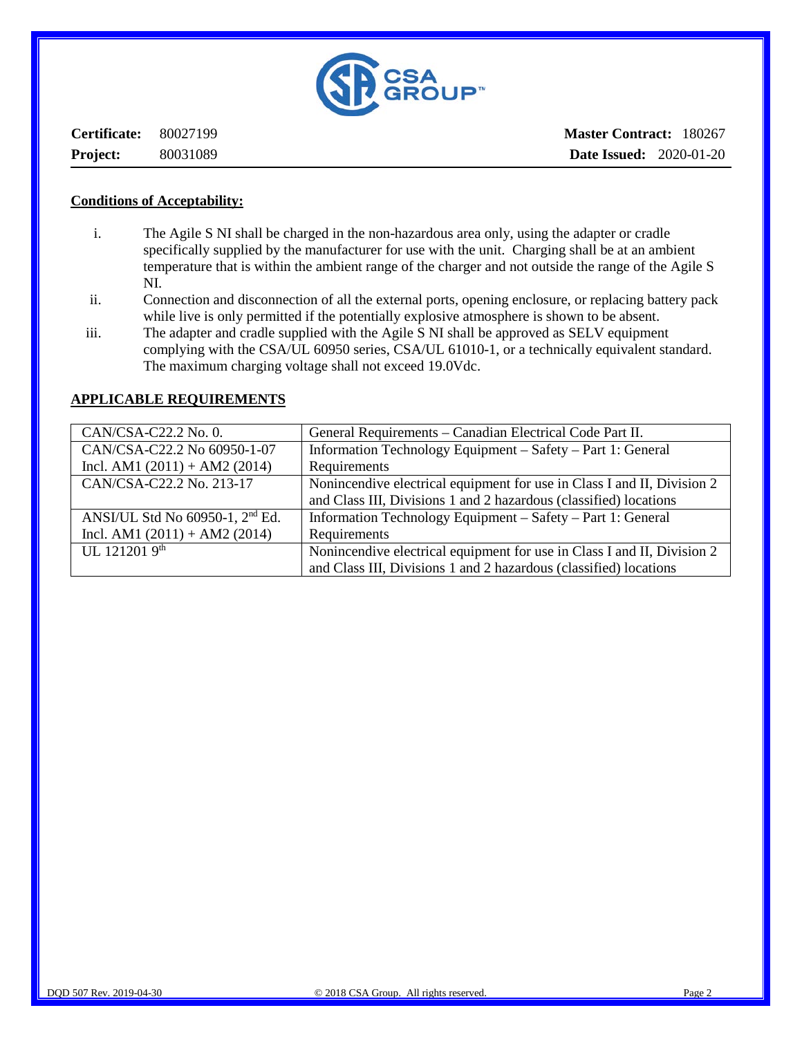| **Certificate:** 80027199 | **Master Contract:** 180267 |
|---|---|
| **Project:** 80031089 | **Date Issued:** 2020-01-20 |

**Conditions of Acceptability:**

i. The Agile S NI shall be charged in the non-hazardous area only, using the adapter or cradle specifically supplied by the manufacturer for use with the unit. Charging shall be at an ambient temperature that is within the ambient range of the charger and not outside the range of the Agile S NI.

ii. Connection and disconnection of all the external ports, opening enclosure, or replacing battery pack while live is only permitted if the potentially explosive atmosphere is shown to be absent.

iii. The adapter and cradle supplied with the Agile S NI shall be approved as SELV equipment complying with the CSA/UL 60950 series, CSA/UL 61010-1, or a technically equivalent standard. The maximum charging voltage shall not exceed 19.0Vdc.

**APPLICABLE REQUIREMENTS**

| | |
|---|---|
| CAN/CSA-C22.2 No. 0. | General Requirements – Canadian Electrical Code Part II. |
| CAN/CSA-C22.2 No 60950-1-07 Incl. AM1 (2011) + AM2 (2014) | Information Technology Equipment – Safety – Part 1: General Requirements |
| CAN/CSA-C22.2 No. 213-17 | Nonincendive electrical equipment for use in Class I and II, Division 2 and Class III, Divisions 1 and 2 hazardous (classified) locations |
| ANSI/UL Std No 60950-1, 2nd Ed. Incl. AM1 (2011) + AM2 (2014) | Information Technology Equipment – Safety – Part 1: General Requirements |
| UL 121201 9th | Nonincendive electrical equipment for use in Class I and II, Division 2 and Class III, Divisions 1 and 2 hazardous (classified) locations |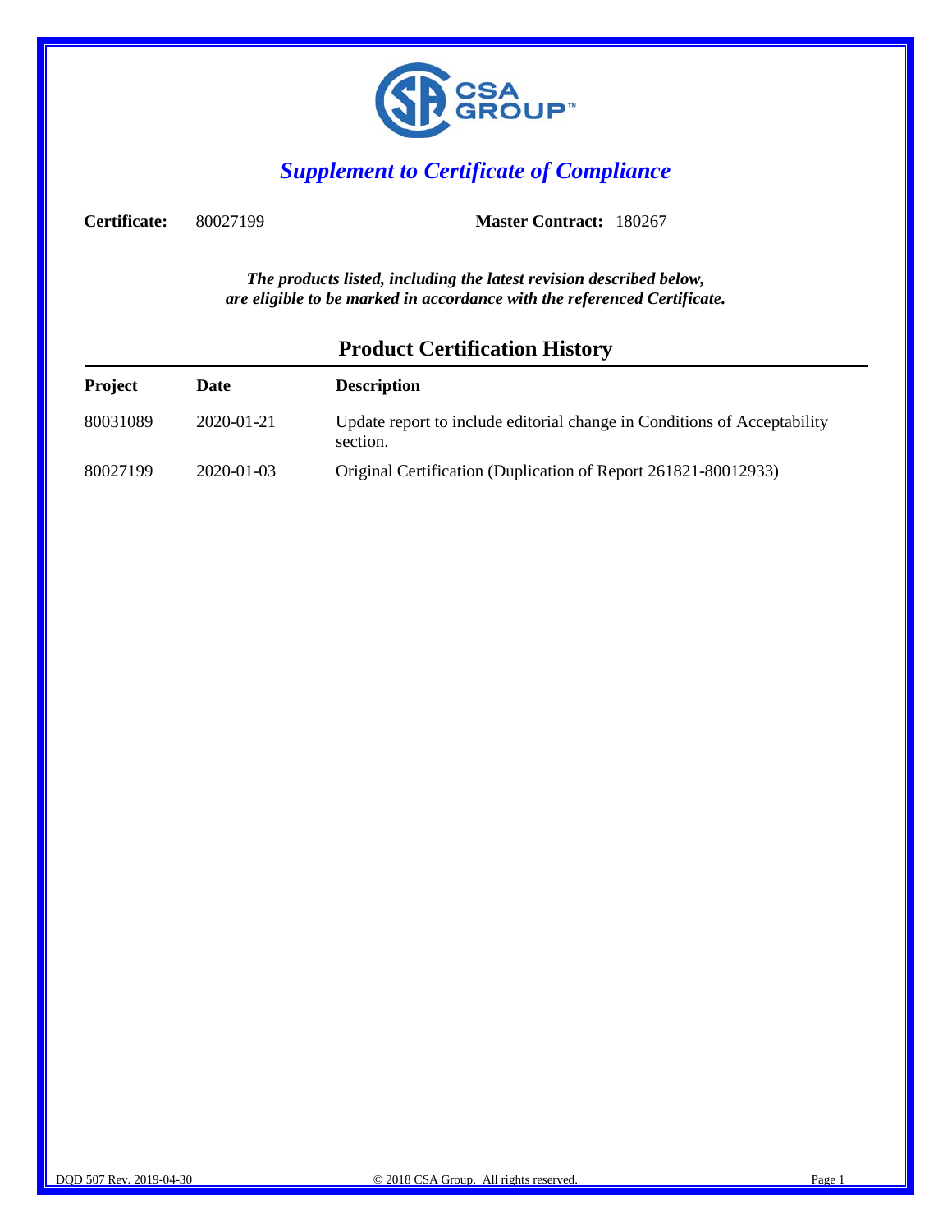# *Supplement to Certificate of Compliance*

**Certificate:** 80027199 **Master Contract:** 180267

***The products listed, including the latest revision described below, are eligible to be marked in accordance with the referenced Certificate.***

## Product Certification History

| Project | Date | Description |
| --- | --- | --- |
| 80031089 | 2020-01-21 | Update report to include editorial change in Conditions of Acceptability section. |
| 80027199 | 2020-01-03 | Original Certification (Duplication of Report 261821-80012933) |